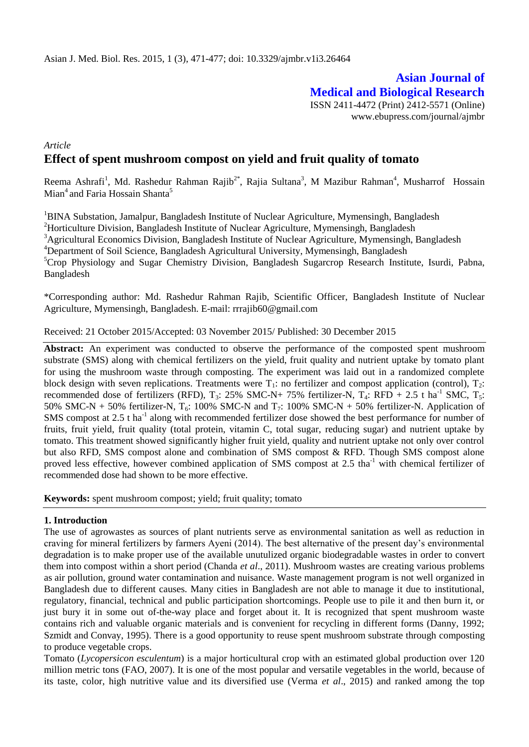*Article*

# Effect of spent mushroom compost on yield and fruit quality of tomato

Reema Ashrafi[1], Md. Rashedur Rahman Rajib[2*], Rajia Sultana[3], M Mazibur Rahman[4], Musharrof Hossain Mian[4] and Faria Hossain Shanta[5]

[1]BINA Substation, Jamalpur, Bangladesh Institute of Nuclear Agriculture, Mymensingh, Bangladesh
[2]Horticulture Division, Bangladesh Institute of Nuclear Agriculture, Mymensingh, Bangladesh
[3]Agricultural Economics Division, Bangladesh Institute of Nuclear Agriculture, Mymensingh, Bangladesh
[4]Department of Soil Science, Bangladesh Agricultural University, Mymensingh, Bangladesh
[5]Crop Physiology and Sugar Chemistry Division, Bangladesh Sugarcrop Research Institute, Isurdi, Pabna, Bangladesh

*Corresponding author: Md. Rashedur Rahman Rajib, Scientific Officer, Bangladesh Institute of Nuclear Agriculture, Mymensingh, Bangladesh. E-mail: rrrajib60@gmail.com

Received: 21 October 2015/Accepted: 03 November 2015/ Published: 30 December 2015

**Abstract:** An experiment was conducted to observe the performance of the composted spent mushroom substrate (SMS) along with chemical fertilizers on the yield, fruit quality and nutrient uptake by tomato plant for using the mushroom waste through composting. The experiment was laid out in a randomized complete block design with seven replications. Treatments were $T_1$: no fertilizer and compost application (control), $T_2$: recommended dose of fertilizers (RFD), $T_3$: 25% SMC-N+ 75% fertilizer-N, $T_4$: RFD + 2.5 t $ha^{-1}$ SMC, $T_5$: 50% SMC-N + 50% fertilizer-N, $T_6$: 100% SMC-N and $T_7$: 100% SMC-N + 50% fertilizer-N. Application of SMS compost at 2.5 t $ha^{-1}$ along with recommended fertilizer dose showed the best performance for number of fruits, fruit yield, fruit quality (total protein, vitamin C, total sugar, reducing sugar) and nutrient uptake by tomato. This treatment showed significantly higher fruit yield, quality and nutrient uptake not only over control but also RFD, SMS compost alone and combination of SMS compost & RFD. Though SMS compost alone proved less effective, however combined application of SMS compost at 2.5 $tha^{-1}$ with chemical fertilizer of recommended dose had shown to be more effective.

**Keywords:** spent mushroom compost; yield; fruit quality; tomato

## 1. Introduction

The use of agrowastes as sources of plant nutrients serve as environmental sanitation as well as reduction in craving for mineral fertilizers by farmers Ayeni (2014). The best alternative of the present day's environmental degradation is to make proper use of the available unutilized organic biodegradable wastes in order to convert them into compost within a short period (Chanda *et al*., 2011). Mushroom wastes are creating various problems as air pollution, ground water contamination and nuisance. Waste management program is not well organized in Bangladesh due to different causes. Many cities in Bangladesh are not able to manage it due to institutional, regulatory, financial, technical and public participation shortcomings. People use to pile it and then burn it, or just bury it in some out of-the-way place and forget about it. It is recognized that spent mushroom waste contains rich and valuable organic materials and is convenient for recycling in different forms (Danny, 1992; Szmidt and Convay, 1995). There is a good opportunity to reuse spent mushroom substrate through composting to produce vegetable crops.

Tomato (*Lycopersicon esculentum*) is a major horticultural crop with an estimated global production over 120 million metric tons (FAO, 2007). It is one of the most popular and versatile vegetables in the world, because of its taste, color, high nutritive value and its diversified use (Verma *et al*., 2015) and ranked among the top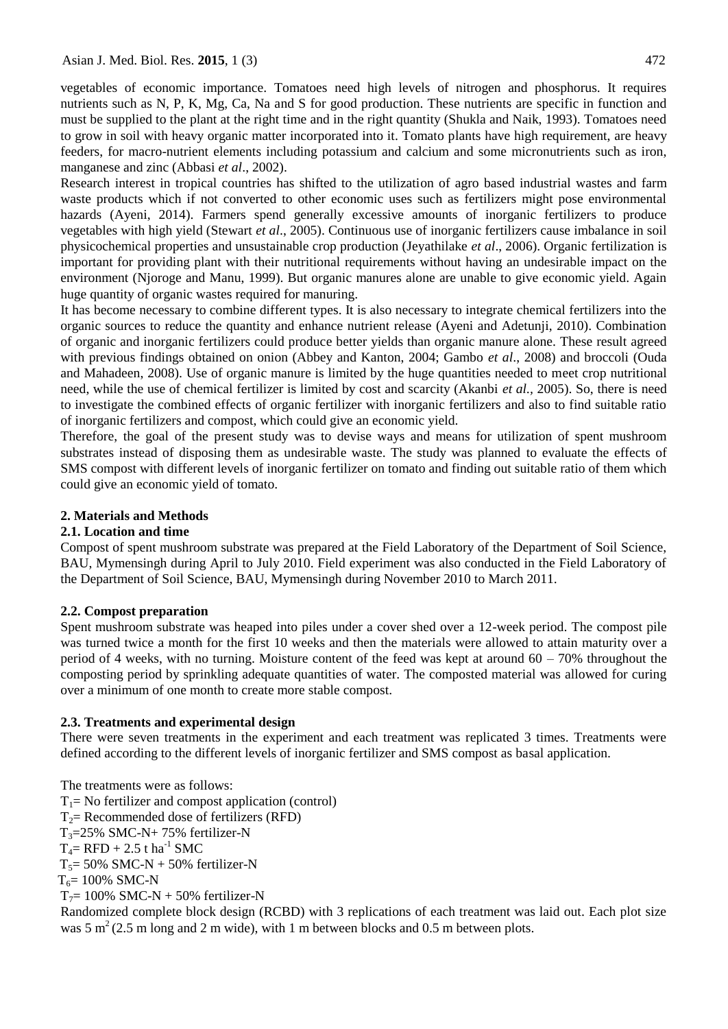vegetables of economic importance. Tomatoes need high levels of nitrogen and phosphorus. It requires nutrients such as N, P, K, Mg, Ca, Na and S for good production. These nutrients are specific in function and must be supplied to the plant at the right time and in the right quantity (Shukla and Naik, 1993). Tomatoes need to grow in soil with heavy organic matter incorporated into it. Tomato plants have high requirement, are heavy feeders, for macro-nutrient elements including potassium and calcium and some micronutrients such as iron, manganese and zinc (Abbasi *et al*., 2002).

Research interest in tropical countries has shifted to the utilization of agro based industrial wastes and farm waste products which if not converted to other economic uses such as fertilizers might pose environmental hazards (Ayeni, 2014). Farmers spend generally excessive amounts of inorganic fertilizers to produce vegetables with high yield (Stewart *et al*., 2005). Continuous use of inorganic fertilizers cause imbalance in soil physicochemical properties and unsustainable crop production (Jeyathilake *et al*., 2006). Organic fertilization is important for providing plant with their nutritional requirements without having an undesirable impact on the environment (Njoroge and Manu, 1999). But organic manures alone are unable to give economic yield. Again huge quantity of organic wastes required for manuring.

It has become necessary to combine different types. It is also necessary to integrate chemical fertilizers into the organic sources to reduce the quantity and enhance nutrient release (Ayeni and Adetunji, 2010). Combination of organic and inorganic fertilizers could produce better yields than organic manure alone. These result agreed with previous findings obtained on onion (Abbey and Kanton, 2004; Gambo *et al*., 2008) and broccoli (Ouda and Mahadeen, 2008). Use of organic manure is limited by the huge quantities needed to meet crop nutritional need, while the use of chemical fertilizer is limited by cost and scarcity (Akanbi *et al.*, 2005). So, there is need to investigate the combined effects of organic fertilizer with inorganic fertilizers and also to find suitable ratio of inorganic fertilizers and compost, which could give an economic yield.

Therefore, the goal of the present study was to devise ways and means for utilization of spent mushroom substrates instead of disposing them as undesirable waste. The study was planned to evaluate the effects of SMS compost with different levels of inorganic fertilizer on tomato and finding out suitable ratio of them which could give an economic yield of tomato.

## 2. Materials and Methods

### 2.1. Location and time

Compost of spent mushroom substrate was prepared at the Field Laboratory of the Department of Soil Science, BAU, Mymensingh during April to July 2010. Field experiment was also conducted in the Field Laboratory of the Department of Soil Science, BAU, Mymensingh during November 2010 to March 2011.

### 2.2. Compost preparation

Spent mushroom substrate was heaped into piles under a cover shed over a 12-week period. The compost pile was turned twice a month for the first 10 weeks and then the materials were allowed to attain maturity over a period of 4 weeks, with no turning. Moisture content of the feed was kept at around 60 – 70% throughout the composting period by sprinkling adequate quantities of water. The composted material was allowed for curing over a minimum of one month to create more stable compost.

### 2.3. Treatments and experimental design

There were seven treatments in the experiment and each treatment was replicated 3 times. Treatments were defined according to the different levels of inorganic fertilizer and SMS compost as basal application.

The treatments were as follows:

$T_1$= No fertilizer and compost application (control)
$T_2$= Recommended dose of fertilizers (RFD)
$T_3$=25% SMC-N+ 75% fertilizer-N
$T_4$= RFD + 2.5 t $ha^{-1}$ SMC
$T_5$= 50% SMC-N + 50% fertilizer-N
$T_6$= 100% SMC-N
$T_7$= 100% SMC-N + 50% fertilizer-N

Randomized complete block design (RCBD) with 3 replications of each treatment was laid out. Each plot size was 5 $m^2$ (2.5 m long and 2 m wide), with 1 m between blocks and 0.5 m between plots.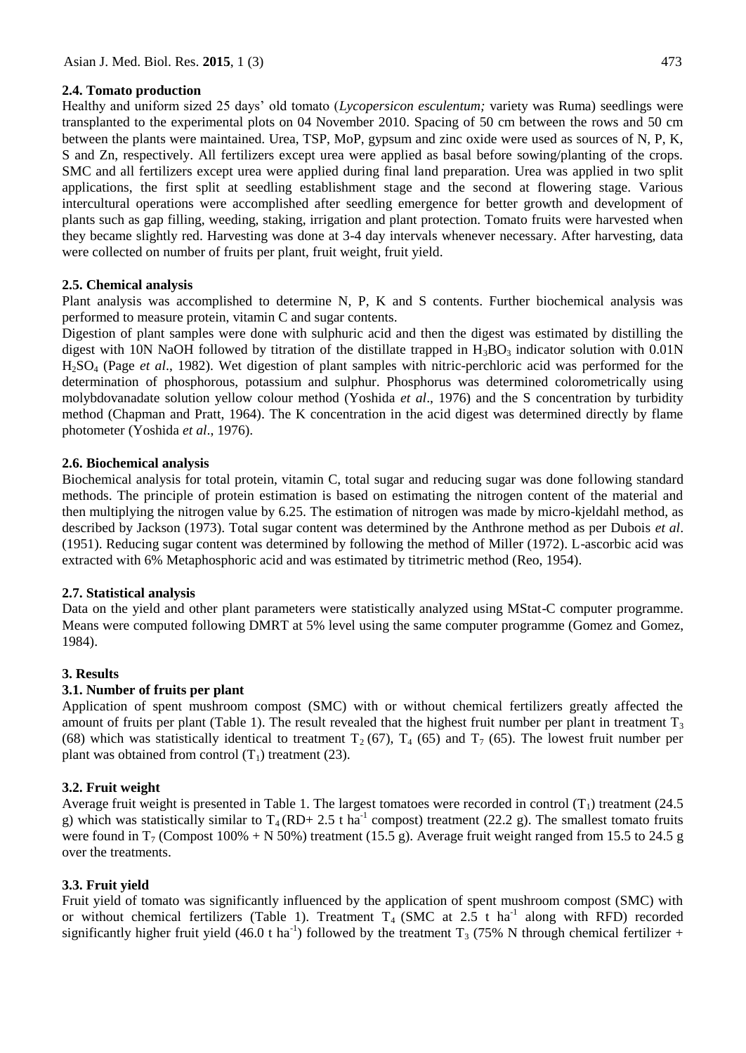### 2.4. Tomato production

Healthy and uniform sized 25 days' old tomato (*Lycopersicon esculentum;* variety was Ruma) seedlings were transplanted to the experimental plots on 04 November 2010. Spacing of 50 cm between the rows and 50 cm between the plants were maintained. Urea, TSP, MoP, gypsum and zinc oxide were used as sources of N, P, K, S and Zn, respectively. All fertilizers except urea were applied as basal before sowing/planting of the crops. SMC and all fertilizers except urea were applied during final land preparation. Urea was applied in two split applications, the first split at seedling establishment stage and the second at flowering stage. Various intercultural operations were accomplished after seedling emergence for better growth and development of plants such as gap filling, weeding, staking, irrigation and plant protection. Tomato fruits were harvested when they became slightly red. Harvesting was done at 3-4 day intervals whenever necessary. After harvesting, data were collected on number of fruits per plant, fruit weight, fruit yield.

### 2.5. Chemical analysis

Plant analysis was accomplished to determine N, P, K and S contents. Further biochemical analysis was performed to measure protein, vitamin C and sugar contents.

Digestion of plant samples were done with sulphuric acid and then the digest was estimated by distilling the digest with 10N NaOH followed by titration of the distillate trapped in $H_3BO_3$ indicator solution with 0.01N $H_2SO_4$ (Page *et al*., 1982). Wet digestion of plant samples with nitric-perchloric acid was performed for the determination of phosphorous, potassium and sulphur. Phosphorus was determined colorometrically using molybdovanadate solution yellow colour method (Yoshida *et al*., 1976) and the S concentration by turbidity method (Chapman and Pratt, 1964). The K concentration in the acid digest was determined directly by flame photometer (Yoshida *et al*., 1976).

### 2.6. Biochemical analysis

Biochemical analysis for total protein, vitamin C, total sugar and reducing sugar was done following standard methods. The principle of protein estimation is based on estimating the nitrogen content of the material and then multiplying the nitrogen value by 6.25. The estimation of nitrogen was made by micro-kjeldahl method, as described by Jackson (1973). Total sugar content was determined by the Anthrone method as per Dubois *et al*. (1951). Reducing sugar content was determined by following the method of Miller (1972). L-ascorbic acid was extracted with 6% Metaphosphoric acid and was estimated by titrimetric method (Reo, 1954).

### 2.7. Statistical analysis

Data on the yield and other plant parameters were statistically analyzed using MStat-C computer programme. Means were computed following DMRT at 5% level using the same computer programme (Gomez and Gomez, 1984).

## 3. Results

### 3.1. Number of fruits per plant

Application of spent mushroom compost (SMC) with or without chemical fertilizers greatly affected the amount of fruits per plant (Table 1). The result revealed that the highest fruit number per plant in treatment $T_3$ (68) which was statistically identical to treatment $T_2$ (67), $T_4$ (65) and $T_7$ (65). The lowest fruit number per plant was obtained from control ($T_1$) treatment (23).

### 3.2. Fruit weight

Average fruit weight is presented in Table 1. The largest tomatoes were recorded in control ($T_1$) treatment (24.5 g) which was statistically similar to $T_4$ (RD+ 2.5 t ha$^{-1}$ compost) treatment (22.2 g). The smallest tomato fruits were found in $T_7$ (Compost 100% + N 50%) treatment (15.5 g). Average fruit weight ranged from 15.5 to 24.5 g over the treatments.

### 3.3. Fruit yield

Fruit yield of tomato was significantly influenced by the application of spent mushroom compost (SMC) with or without chemical fertilizers (Table 1). Treatment $T_4$ (SMC at 2.5 t ha$^{-1}$ along with RFD) recorded significantly higher fruit yield (46.0 t ha$^{-1}$) followed by the treatment $T_3$ (75% N through chemical fertilizer +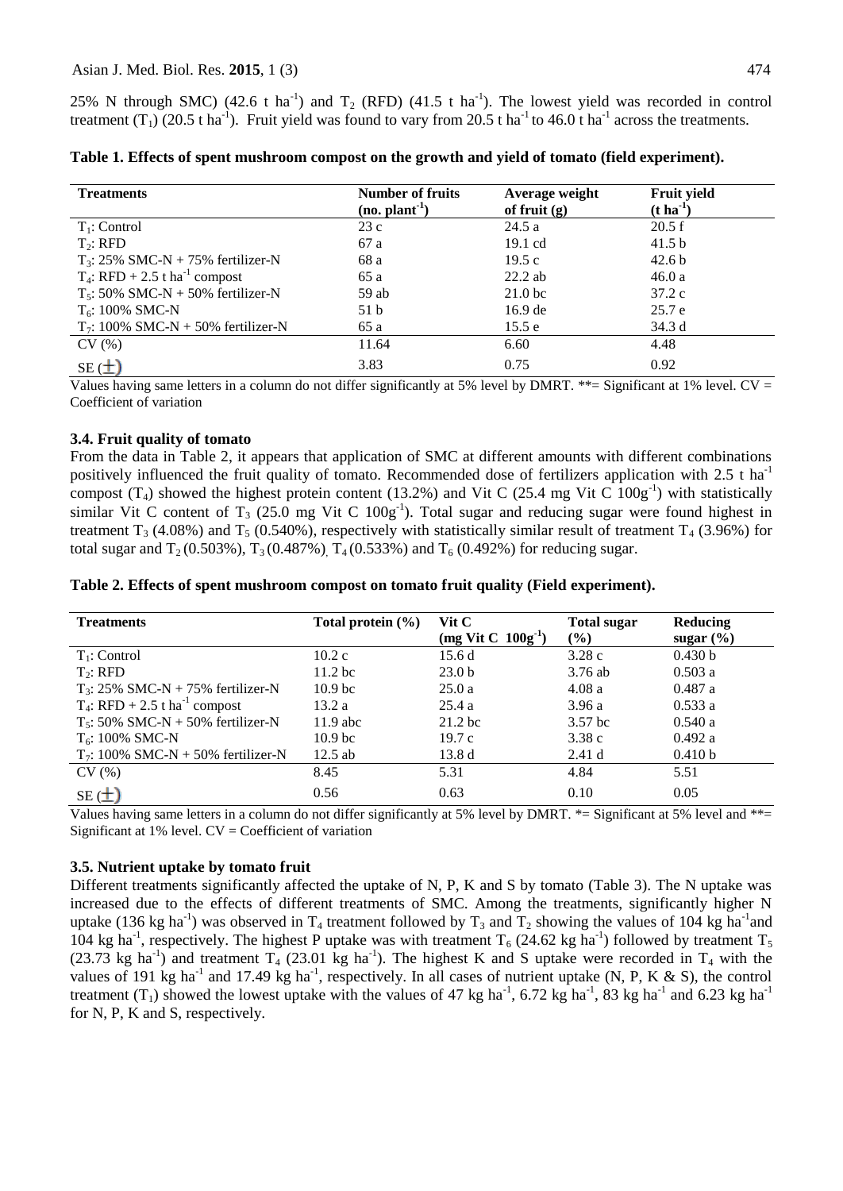25% N through SMC) (42.6 t $ha^{-1}$) and $T_2$ (RFD) (41.5 t $ha^{-1}$). The lowest yield was recorded in control treatment ($T_1$) (20.5 t $ha^{-1}$). Fruit yield was found to vary from 20.5 t $ha^{-1}$ to 46.0 t $ha^{-1}$ across the treatments.

**Table 1. Effects of spent mushroom compost on the growth and yield of tomato (field experiment).**

| Treatments | Number of fruits (no. $plant^{-1}$) | Average weight of fruit (g) | Fruit yield (t $ha^{-1}$) |
|---|---|---|---|
| $T_1$: Control | 23 c | 24.5 a | 20.5 f |
| $T_2$: RFD | 67 a | 19.1 cd | 41.5 b |
| $T_3$: 25% SMC-N + 75% fertilizer-N | 68 a | 19.5 c | 42.6 b |
| $T_4$: RFD + 2.5 t $ha^{-1}$ compost | 65 a | 22.2 ab | 46.0 a |
| $T_5$: 50% SMC-N + 50% fertilizer-N | 59 ab | 21.0 bc | 37.2 c |
| $T_6$: 100% SMC-N | 51 b | 16.9 de | 25.7 e |
| $T_7$: 100% SMC-N + 50% fertilizer-N | 65 a | 15.5 e | 34.3 d |
| CV (%) | 11.64 | 6.60 | 4.48 |
| SE (±) | 3.83 | 0.75 | 0.92 |

Values having same letters in a column do not differ significantly at 5% level by DMRT. **= Significant at 1% level. CV = Coefficient of variation

### 3.4. Fruit quality of tomato

From the data in Table 2, it appears that application of SMC at different amounts with different combinations positively influenced the fruit quality of tomato. Recommended dose of fertilizers application with 2.5 t $ha^{-1}$ compost ($T_4$) showed the highest protein content (13.2%) and Vit C (25.4 mg Vit C $100g^{-1}$) with statistically similar Vit C content of $T_3$ (25.0 mg Vit C $100g^{-1}$). Total sugar and reducing sugar were found highest in treatment $T_3$ (4.08%) and $T_5$ (0.540%), respectively with statistically similar result of treatment $T_4$ (3.96%) for total sugar and $T_2$ (0.503%), $T_3$ (0.487%), $T_4$ (0.533%) and $T_6$ (0.492%) for reducing sugar.

**Table 2. Effects of spent mushroom compost on tomato fruit quality (Field experiment).**

| Treatments | Total protein (%) | Vit C (mg Vit C $100g^{-1}$) | Total sugar (%) | Reducing sugar (%) |
|---|---|---|---|---|
| $T_1$: Control | 10.2 c | 15.6 d | 3.28 c | 0.430 b |
| $T_2$: RFD | 11.2 bc | 23.0 b | 3.76 ab | 0.503 a |
| $T_3$: 25% SMC-N + 75% fertilizer-N | 10.9 bc | 25.0 a | 4.08 a | 0.487 a |
| $T_4$: RFD + 2.5 t $ha^{-1}$ compost | 13.2 a | 25.4 a | 3.96 a | 0.533 a |
| $T_5$: 50% SMC-N + 50% fertilizer-N | 11.9 abc | 21.2 bc | 3.57 bc | 0.540 a |
| $T_6$: 100% SMC-N | 10.9 bc | 19.7 c | 3.38 c | 0.492 a |
| $T_7$: 100% SMC-N + 50% fertilizer-N | 12.5 ab | 13.8 d | 2.41 d | 0.410 b |
| CV (%) | 8.45 | 5.31 | 4.84 | 5.51 |
| SE (±) | 0.56 | 0.63 | 0.10 | 0.05 |

Values having same letters in a column do not differ significantly at 5% level by DMRT. *= Significant at 5% level and **= Significant at 1% level. CV = Coefficient of variation

### 3.5. Nutrient uptake by tomato fruit

Different treatments significantly affected the uptake of N, P, K and S by tomato (Table 3). The N uptake was increased due to the effects of different treatments of SMC. Among the treatments, significantly higher N uptake (136 kg $ha^{-1}$) was observed in $T_4$ treatment followed by $T_3$ and $T_2$ showing the values of 104 kg $ha^{-1}$ and 104 kg $ha^{-1}$, respectively. The highest P uptake was with treatment $T_6$ (24.62 kg $ha^{-1}$) followed by treatment $T_5$ (23.73 kg $ha^{-1}$) and treatment $T_4$ (23.01 kg $ha^{-1}$). The highest K and S uptake were recorded in $T_4$ with the values of 191 kg $ha^{-1}$ and 17.49 kg $ha^{-1}$, respectively. In all cases of nutrient uptake (N, P, K & S), the control treatment ($T_1$) showed the lowest uptake with the values of 47 kg $ha^{-1}$, 6.72 kg $ha^{-1}$, 83 kg $ha^{-1}$ and 6.23 kg $ha^{-1}$ for N, P, K and S, respectively.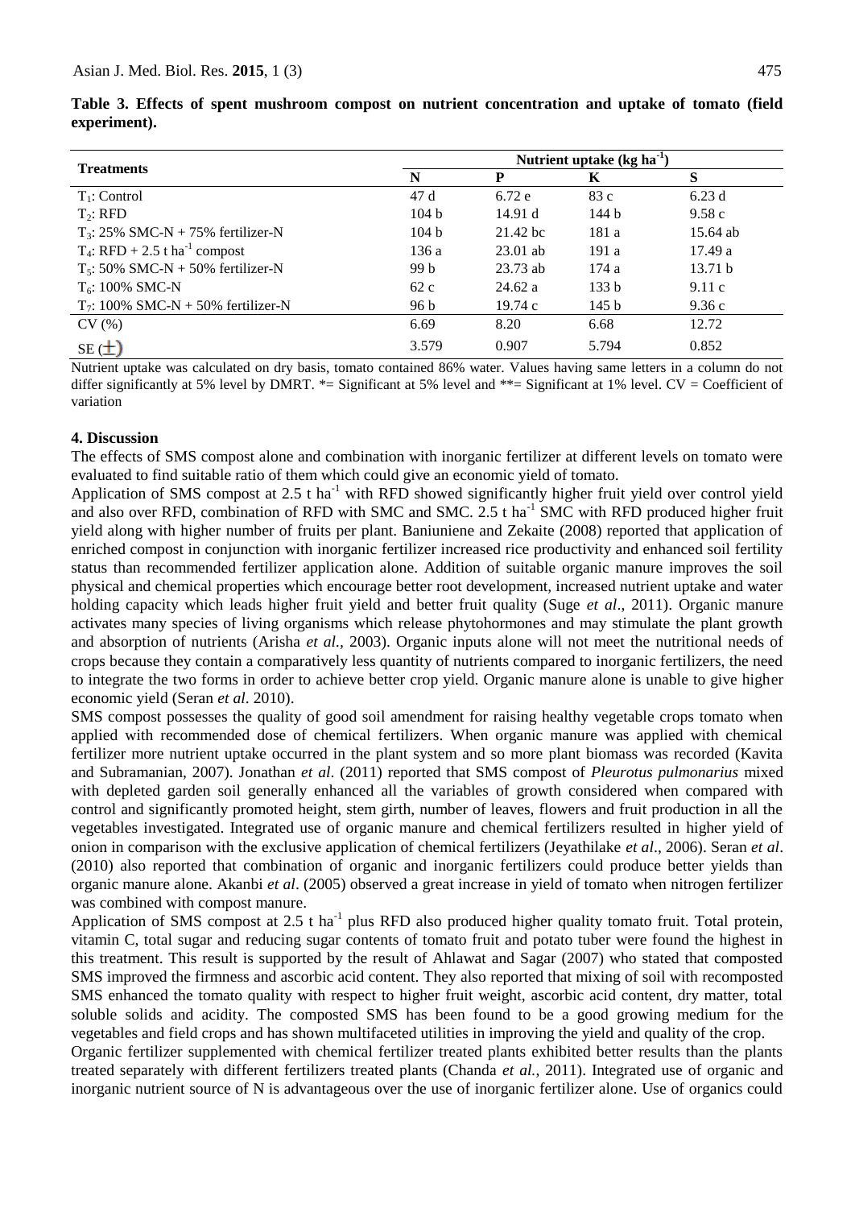**Table 3. Effects of spent mushroom compost on nutrient concentration and uptake of tomato (field experiment).**

| Treatments | Nutrient uptake (kg ha$^{-1}$) | | | |
|---|---|---|---|---|
| | N | P | K | S |
| $T_1$: Control | 47 d | 6.72 e | 83 c | 6.23 d |
| $T_2$: RFD | 104 b | 14.91 d | 144 b | 9.58 c |
| $T_3$: 25% SMC-N + 75% fertilizer-N | 104 b | 21.42 bc | 181 a | 15.64 ab |
| $T_4$: RFD + 2.5 t ha$^{-1}$ compost | 136 a | 23.01 ab | 191 a | 17.49 a |
| $T_5$: 50% SMC-N + 50% fertilizer-N | 99 b | 23.73 ab | 174 a | 13.71 b |
| $T_6$: 100% SMC-N | 62 c | 24.62 a | 133 b | 9.11 c |
| $T_7$: 100% SMC-N + 50% fertilizer-N | 96 b | 19.74 c | 145 b | 9.36 c |
| CV (%) | 6.69 | 8.20 | 6.68 | 12.72 |
| SE (±) | 3.579 | 0.907 | 5.794 | 0.852 |

Nutrient uptake was calculated on dry basis, tomato contained 86% water. Values having same letters in a column do not differ significantly at 5% level by DMRT. *= Significant at 5% level and **= Significant at 1% level. CV = Coefficient of variation

## 4. Discussion

The effects of SMS compost alone and combination with inorganic fertilizer at different levels on tomato were evaluated to find suitable ratio of them which could give an economic yield of tomato.

Application of SMS compost at 2.5 t ha$^{-1}$ with RFD showed significantly higher fruit yield over control yield and also over RFD, combination of RFD with SMC and SMC. 2.5 t ha$^{-1}$ SMC with RFD produced higher fruit yield along with higher number of fruits per plant. Baniuniene and Zekaite (2008) reported that application of enriched compost in conjunction with inorganic fertilizer increased rice productivity and enhanced soil fertility status than recommended fertilizer application alone. Addition of suitable organic manure improves the soil physical and chemical properties which encourage better root development, increased nutrient uptake and water holding capacity which leads higher fruit yield and better fruit quality (Suge *et al*., 2011). Organic manure activates many species of living organisms which release phytohormones and may stimulate the plant growth and absorption of nutrients (Arisha *et al.,* 2003). Organic inputs alone will not meet the nutritional needs of crops because they contain a comparatively less quantity of nutrients compared to inorganic fertilizers, the need to integrate the two forms in order to achieve better crop yield. Organic manure alone is unable to give higher economic yield (Seran *et al*. 2010).

SMS compost possesses the quality of good soil amendment for raising healthy vegetable crops tomato when applied with recommended dose of chemical fertilizers. When organic manure was applied with chemical fertilizer more nutrient uptake occurred in the plant system and so more plant biomass was recorded (Kavita and Subramanian, 2007). Jonathan *et al*. (2011) reported that SMS compost of *Pleurotus pulmonarius* mixed with depleted garden soil generally enhanced all the variables of growth considered when compared with control and significantly promoted height, stem girth, number of leaves, flowers and fruit production in all the vegetables investigated. Integrated use of organic manure and chemical fertilizers resulted in higher yield of onion in comparison with the exclusive application of chemical fertilizers (Jeyathilake *et al*., 2006). Seran *et al*. (2010) also reported that combination of organic and inorganic fertilizers could produce better yields than organic manure alone. Akanbi *et al*. (2005) observed a great increase in yield of tomato when nitrogen fertilizer was combined with compost manure.

Application of SMS compost at 2.5 t ha$^{-1}$ plus RFD also produced higher quality tomato fruit. Total protein, vitamin C, total sugar and reducing sugar contents of tomato fruit and potato tuber were found the highest in this treatment. This result is supported by the result of Ahlawat and Sagar (2007) who stated that composted SMS improved the firmness and ascorbic acid content. They also reported that mixing of soil with recomposted SMS enhanced the tomato quality with respect to higher fruit weight, ascorbic acid content, dry matter, total soluble solids and acidity. The composted SMS has been found to be a good growing medium for the vegetables and field crops and has shown multifaceted utilities in improving the yield and quality of the crop.

Organic fertilizer supplemented with chemical fertilizer treated plants exhibited better results than the plants treated separately with different fertilizers treated plants (Chanda *et al.,* 2011). Integrated use of organic and inorganic nutrient source of N is advantageous over the use of inorganic fertilizer alone. Use of organics could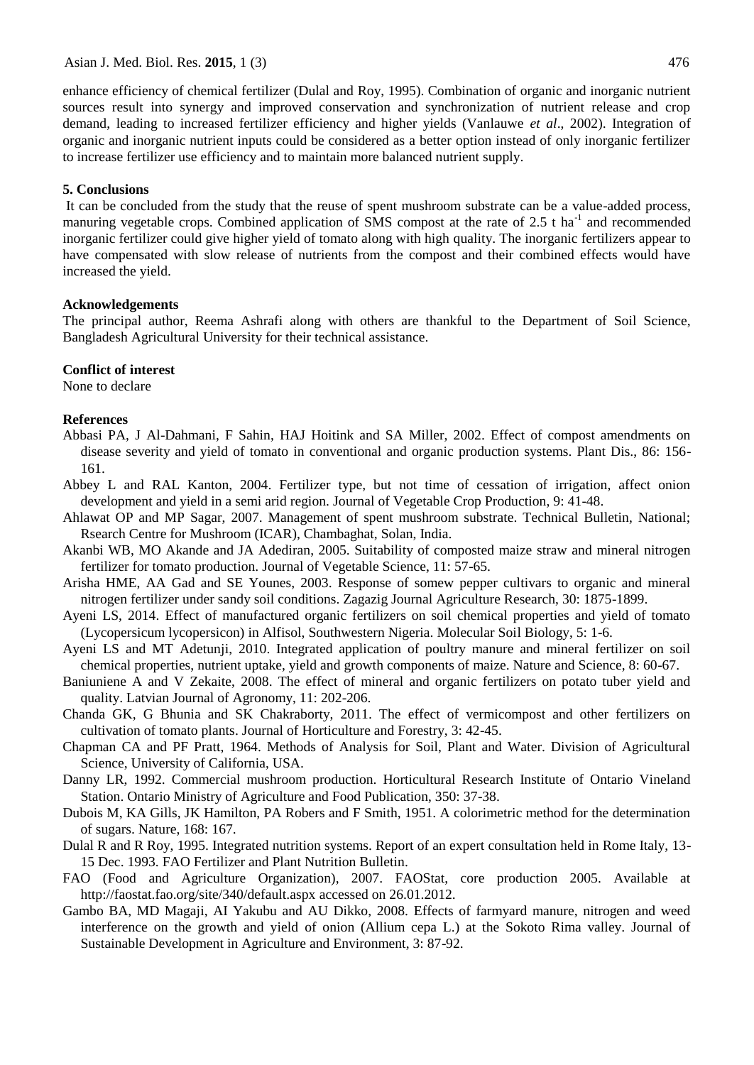enhance efficiency of chemical fertilizer (Dulal and Roy, 1995). Combination of organic and inorganic nutrient sources result into synergy and improved conservation and synchronization of nutrient release and crop demand, leading to increased fertilizer efficiency and higher yields (Vanlauwe *et al*., 2002). Integration of organic and inorganic nutrient inputs could be considered as a better option instead of only inorganic fertilizer to increase fertilizer use efficiency and to maintain more balanced nutrient supply.

## 5. Conclusions

It can be concluded from the study that the reuse of spent mushroom substrate can be a value-added process, manuring vegetable crops. Combined application of SMS compost at the rate of 2.5 t $ha^{-1}$ and recommended inorganic fertilizer could give higher yield of tomato along with high quality. The inorganic fertilizers appear to have compensated with slow release of nutrients from the compost and their combined effects would have increased the yield.

## Acknowledgements

The principal author, Reema Ashrafi along with others are thankful to the Department of Soil Science, Bangladesh Agricultural University for their technical assistance.

## Conflict of interest

None to declare

## References

Abbasi PA, J Al-Dahmani, F Sahin, HAJ Hoitink and SA Miller, 2002. Effect of compost amendments on disease severity and yield of tomato in conventional and organic production systems. Plant Dis., 86: 156-161.

Abbey L and RAL Kanton, 2004. Fertilizer type, but not time of cessation of irrigation, affect onion development and yield in a semi arid region. Journal of Vegetable Crop Production, 9: 41-48.

Ahlawat OP and MP Sagar, 2007. Management of spent mushroom substrate. Technical Bulletin, National; Rsearch Centre for Mushroom (ICAR), Chambaghat, Solan, India.

Akanbi WB, MO Akande and JA Adediran, 2005. Suitability of composted maize straw and mineral nitrogen fertilizer for tomato production. Journal of Vegetable Science, 11: 57-65.

Arisha HME, AA Gad and SE Younes, 2003. Response of somew pepper cultivars to organic and mineral nitrogen fertilizer under sandy soil conditions. Zagazig Journal Agriculture Research, 30: 1875-1899.

Ayeni LS, 2014. Effect of manufactured organic fertilizers on soil chemical properties and yield of tomato (Lycopersicum lycopersicon) in Alfisol, Southwestern Nigeria. Molecular Soil Biology, 5: 1-6.

Ayeni LS and MT Adetunji, 2010. Integrated application of poultry manure and mineral fertilizer on soil chemical properties, nutrient uptake, yield and growth components of maize. Nature and Science, 8: 60-67.

Baniuniene A and V Zekaite, 2008. The effect of mineral and organic fertilizers on potato tuber yield and quality. Latvian Journal of Agronomy, 11: 202-206.

Chanda GK, G Bhunia and SK Chakraborty, 2011. The effect of vermicompost and other fertilizers on cultivation of tomato plants. Journal of Horticulture and Forestry, 3: 42-45.

Chapman CA and PF Pratt, 1964. Methods of Analysis for Soil, Plant and Water. Division of Agricultural Science, University of California, USA.

Danny LR, 1992. Commercial mushroom production. Horticultural Research Institute of Ontario Vineland Station. Ontario Ministry of Agriculture and Food Publication, 350: 37-38.

Dubois M, KA Gills, JK Hamilton, PA Robers and F Smith, 1951. A colorimetric method for the determination of sugars. Nature, 168: 167.

Dulal R and R Roy, 1995. Integrated nutrition systems. Report of an expert consultation held in Rome Italy, 13-15 Dec. 1993. FAO Fertilizer and Plant Nutrition Bulletin.

FAO (Food and Agriculture Organization), 2007. FAOStat, core production 2005. Available at http://faostat.fao.org/site/340/default.aspx accessed on 26.01.2012.

Gambo BA, MD Magaji, AI Yakubu and AU Dikko, 2008. Effects of farmyard manure, nitrogen and weed interference on the growth and yield of onion (Allium cepa L.) at the Sokoto Rima valley. Journal of Sustainable Development in Agriculture and Environment, 3: 87-92.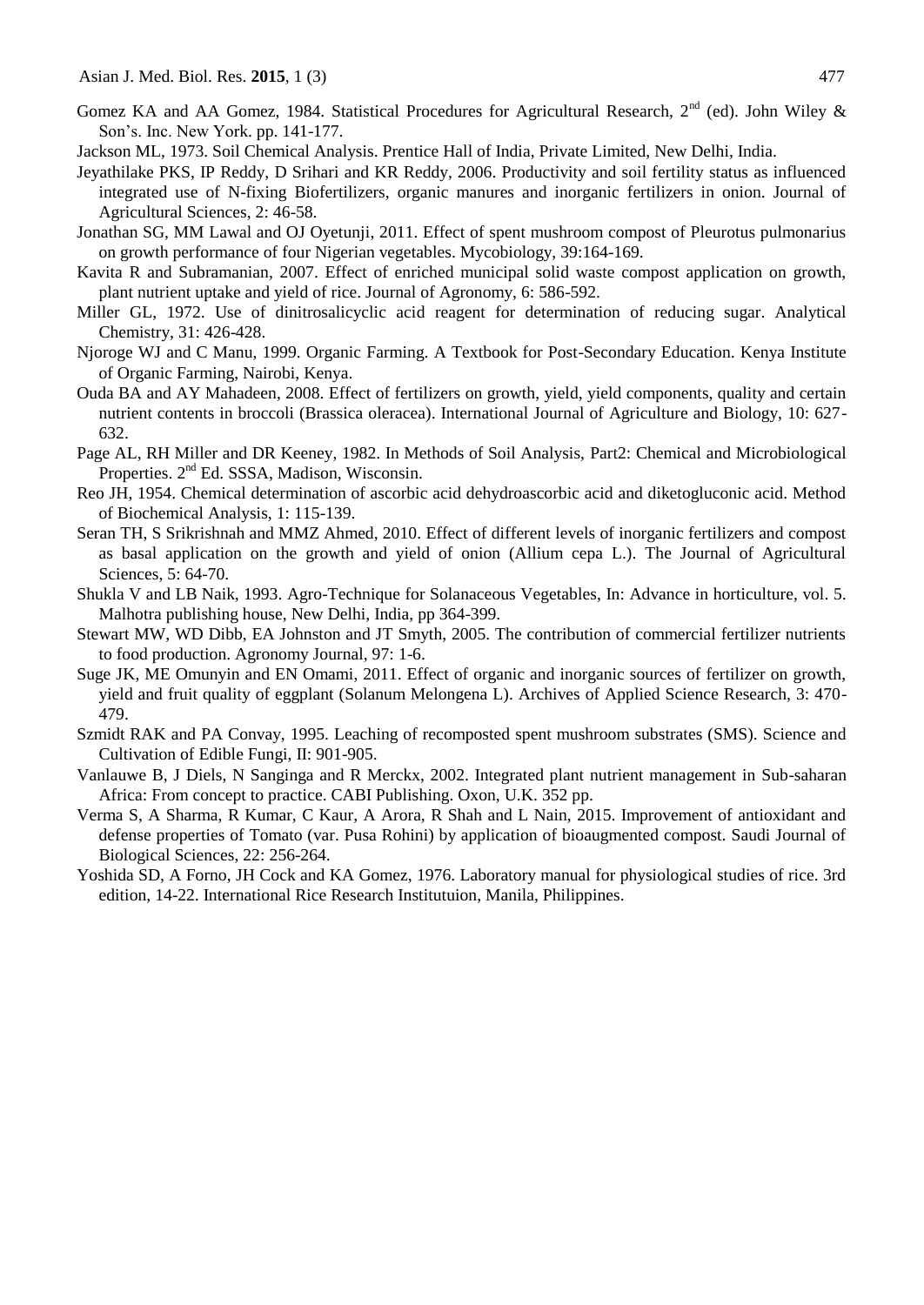Gomez KA and AA Gomez, 1984. Statistical Procedures for Agricultural Research, 2nd (ed). John Wiley & Son's. Inc. New York. pp. 141-177.

Jackson ML, 1973. Soil Chemical Analysis. Prentice Hall of India, Private Limited, New Delhi, India.

Jeyathilake PKS, IP Reddy, D Srihari and KR Reddy, 2006. Productivity and soil fertility status as influenced integrated use of N-fixing Biofertilizers, organic manures and inorganic fertilizers in onion. Journal of Agricultural Sciences, 2: 46-58.

Jonathan SG, MM Lawal and OJ Oyetunji, 2011. Effect of spent mushroom compost of Pleurotus pulmonarius on growth performance of four Nigerian vegetables. Mycobiology, 39:164-169.

Kavita R and Subramanian, 2007. Effect of enriched municipal solid waste compost application on growth, plant nutrient uptake and yield of rice. Journal of Agronomy, 6: 586-592.

Miller GL, 1972. Use of dinitrosalicyclic acid reagent for determination of reducing sugar. Analytical Chemistry, 31: 426-428.

Njoroge WJ and C Manu, 1999. Organic Farming. A Textbook for Post-Secondary Education. Kenya Institute of Organic Farming, Nairobi, Kenya.

Ouda BA and AY Mahadeen, 2008. Effect of fertilizers on growth, yield, yield components, quality and certain nutrient contents in broccoli (Brassica oleracea). International Journal of Agriculture and Biology, 10: 627-632.

Page AL, RH Miller and DR Keeney, 1982. In Methods of Soil Analysis, Part2: Chemical and Microbiological Properties. 2nd Ed. SSSA, Madison, Wisconsin.

Reo JH, 1954. Chemical determination of ascorbic acid dehydroascorbic acid and diketogluconic acid. Method of Biochemical Analysis, 1: 115-139.

Seran TH, S Srikrishnah and MMZ Ahmed, 2010. Effect of different levels of inorganic fertilizers and compost as basal application on the growth and yield of onion (Allium cepa L.). The Journal of Agricultural Sciences, 5: 64-70.

Shukla V and LB Naik, 1993. Agro-Technique for Solanaceous Vegetables, In: Advance in horticulture, vol. 5. Malhotra publishing house, New Delhi, India, pp 364-399.

Stewart MW, WD Dibb, EA Johnston and JT Smyth, 2005. The contribution of commercial fertilizer nutrients to food production. Agronomy Journal, 97: 1-6.

Suge JK, ME Omunyin and EN Omami, 2011. Effect of organic and inorganic sources of fertilizer on growth, yield and fruit quality of eggplant (Solanum Melongena L). Archives of Applied Science Research, 3: 470-479.

Szmidt RAK and PA Convay, 1995. Leaching of recomposted spent mushroom substrates (SMS). Science and Cultivation of Edible Fungi, II: 901-905.

Vanlauwe B, J Diels, N Sanginga and R Merckx, 2002. Integrated plant nutrient management in Sub-saharan Africa: From concept to practice. CABI Publishing. Oxon, U.K. 352 pp.

Verma S, A Sharma, R Kumar, C Kaur, A Arora, R Shah and L Nain, 2015. Improvement of antioxidant and defense properties of Tomato (var. Pusa Rohini) by application of bioaugmented compost. Saudi Journal of Biological Sciences, 22: 256-264.

Yoshida SD, A Forno, JH Cock and KA Gomez, 1976. Laboratory manual for physiological studies of rice. 3rd edition, 14-22. International Rice Research Institutuion, Manila, Philippines.